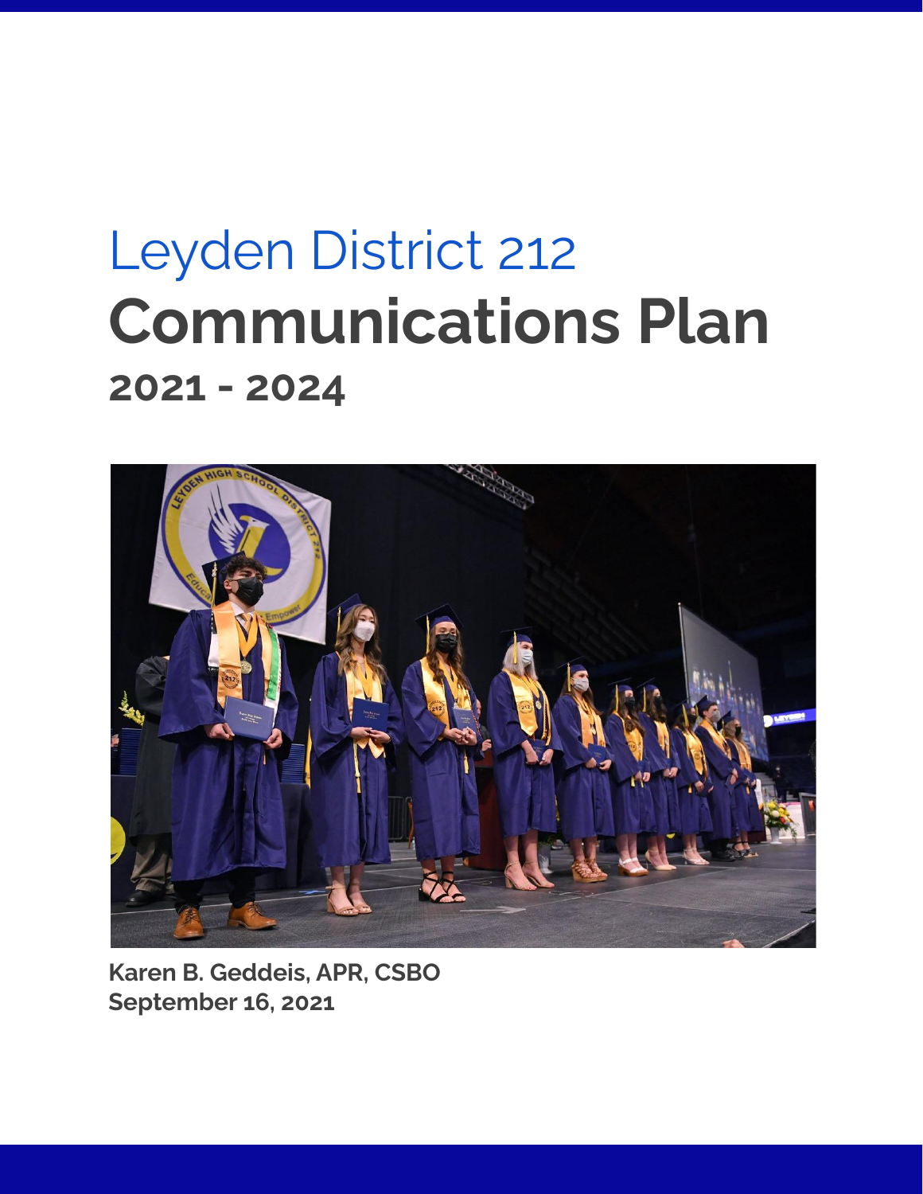# Leyden District 212

# Communications Plan

## 2021 - 2024

**Karen B. Geddeis, APR, CSBO**
**September 16, 2021**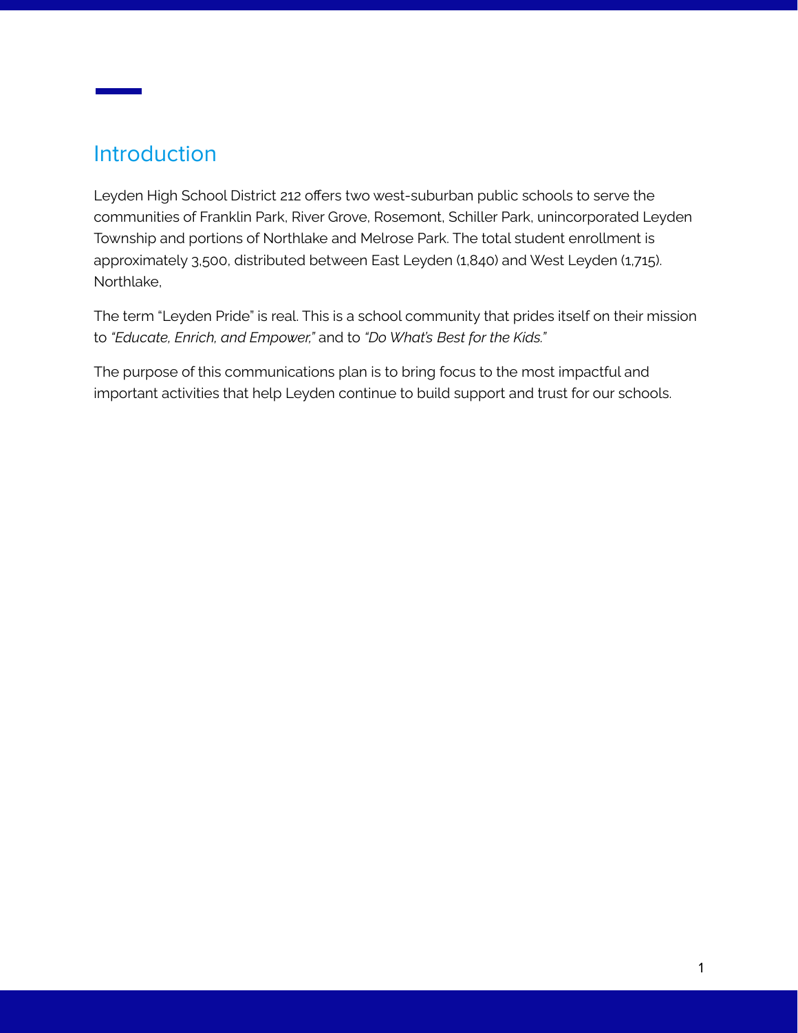## Introduction

Leyden High School District 212 offers two west-suburban public schools to serve the communities of Franklin Park, River Grove, Rosemont, Schiller Park, unincorporated Leyden Township and portions of Northlake and Melrose Park. The total student enrollment is approximately 3,500, distributed between East Leyden (1,840) and West Leyden (1,715). Northlake,

The term "Leyden Pride" is real. This is a school community that prides itself on their mission to *"Educate, Enrich, and Empower,"* and to *"Do What's Best for the Kids."*

The purpose of this communications plan is to bring focus to the most impactful and important activities that help Leyden continue to build support and trust for our schools.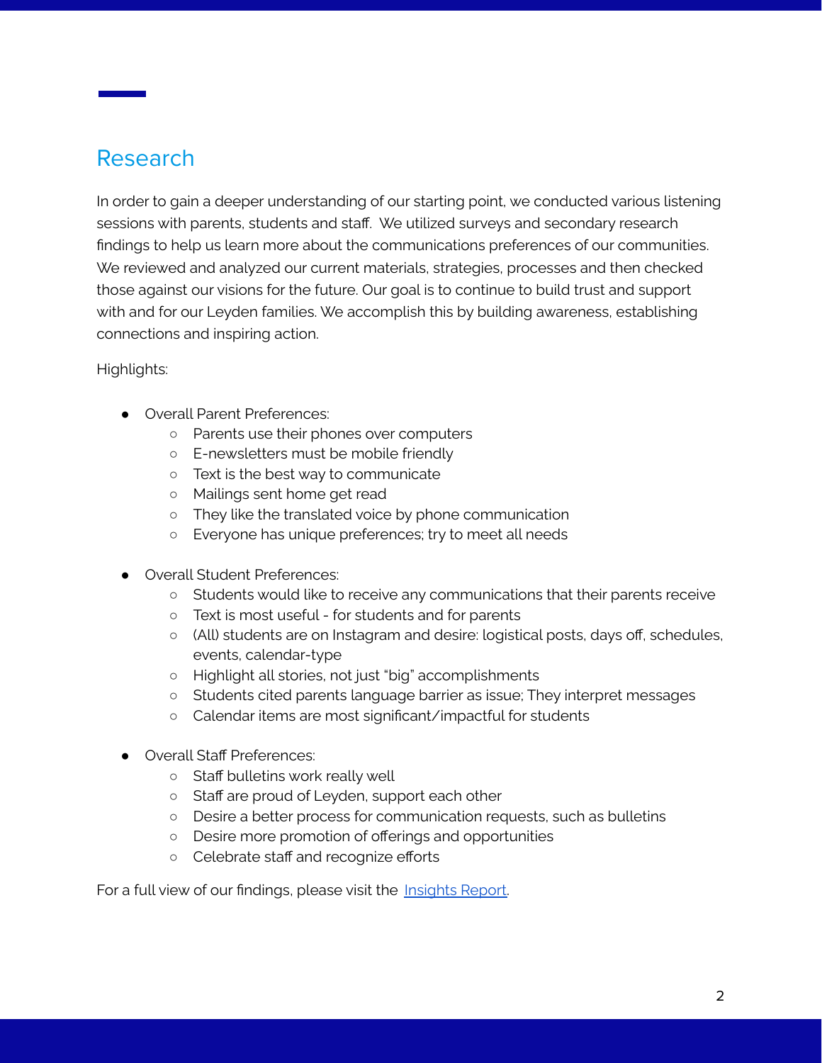## Research

In order to gain a deeper understanding of our starting point, we conducted various listening sessions with parents, students and staff. We utilized surveys and secondary research findings to help us learn more about the communications preferences of our communities. We reviewed and analyzed our current materials, strategies, processes and then checked those against our visions for the future. Our goal is to continue to build trust and support with and for our Leyden families. We accomplish this by building awareness, establishing connections and inspiring action.

Highlights:

- Overall Parent Preferences:
  - Parents use their phones over computers
  - E-newsletters must be mobile friendly
  - Text is the best way to communicate
  - Mailings sent home get read
  - They like the translated voice by phone communication
  - Everyone has unique preferences; try to meet all needs

- Overall Student Preferences:
  - Students would like to receive any communications that their parents receive
  - Text is most useful - for students and for parents
  - (All) students are on Instagram and desire: logistical posts, days off, schedules, events, calendar-type
  - Highlight all stories, not just "big" accomplishments
  - Students cited parents language barrier as issue; They interpret messages
  - Calendar items are most significant/impactful for students

- Overall Staff Preferences:
  - Staff bulletins work really well
  - Staff are proud of Leyden, support each other
  - Desire a better process for communication requests, such as bulletins
  - Desire more promotion of offerings and opportunities
  - Celebrate staff and recognize efforts

For a full view of our findings, please visit the [Insights Report](Insights Report).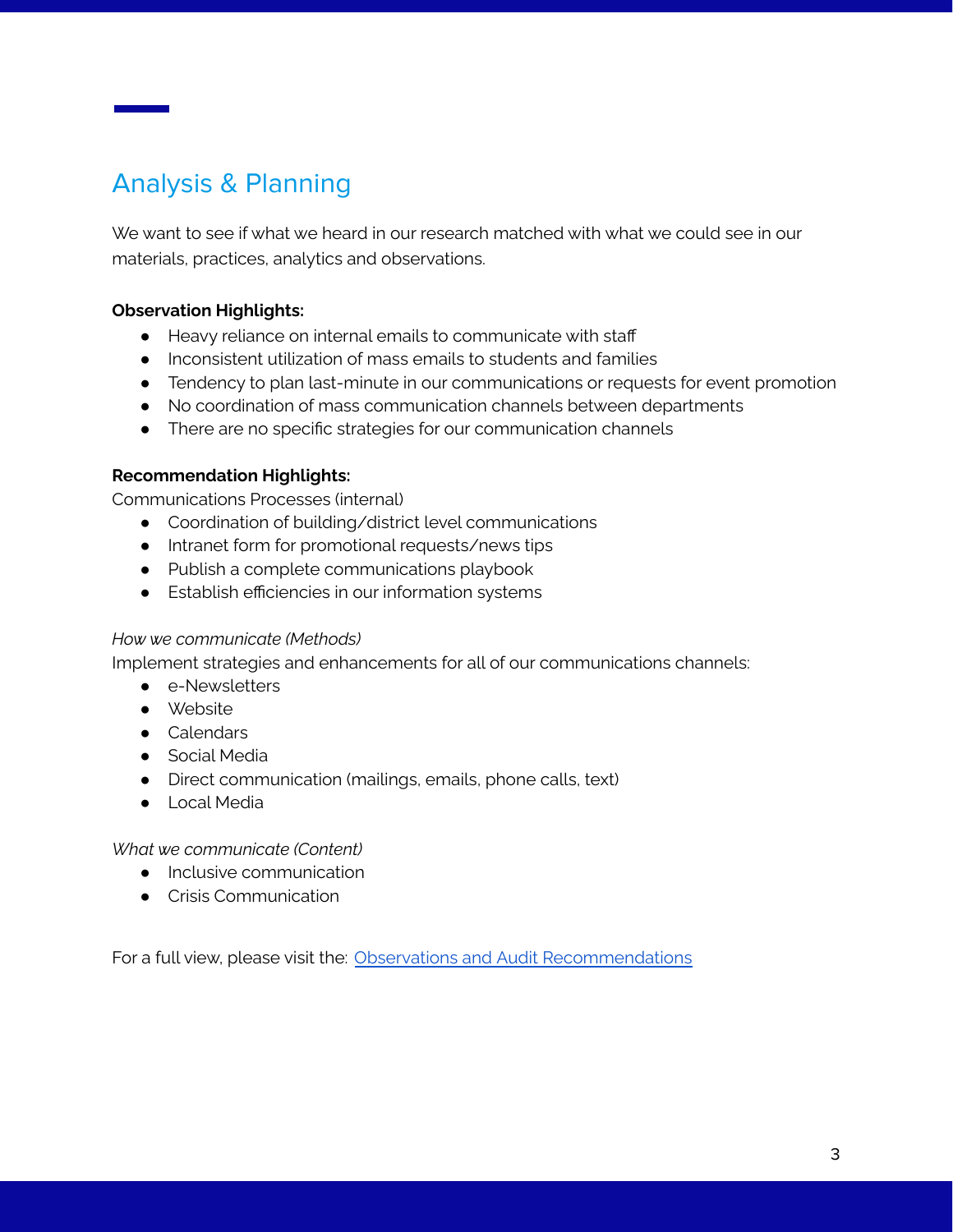## Analysis & Planning

We want to see if what we heard in our research matched with what we could see in our materials, practices, analytics and observations.

**Observation Highlights:**

- Heavy reliance on internal emails to communicate with staff
- Inconsistent utilization of mass emails to students and families
- Tendency to plan last-minute in our communications or requests for event promotion
- No coordination of mass communication channels between departments
- There are no specific strategies for our communication channels

**Recommendation Highlights:**

Communications Processes (internal)

- Coordination of building/district level communications
- Intranet form for promotional requests/news tips
- Publish a complete communications playbook
- Establish efficiencies in our information systems

*How we communicate (Methods)*

Implement strategies and enhancements for all of our communications channels:

- e-Newsletters
- Website
- Calendars
- Social Media
- Direct communication (mailings, emails, phone calls, text)
- Local Media

*What we communicate (Content)*

- Inclusive communication
- Crisis Communication

For a full view, please visit the: Observations and Audit Recommendations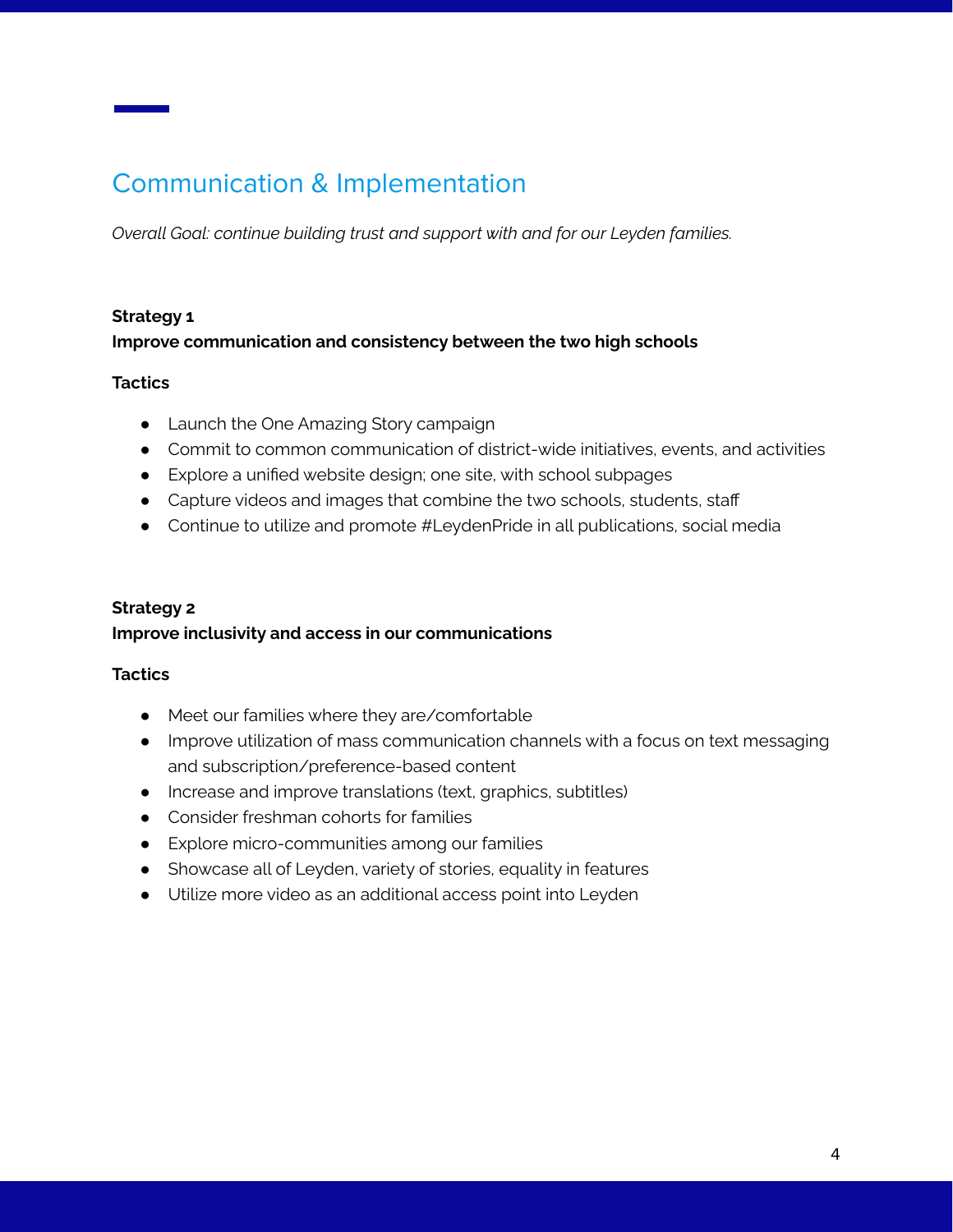## Communication & Implementation

*Overall Goal: continue building trust and support with and for our Leyden families.*

**Strategy 1**
**Improve communication and consistency between the two high schools**

**Tactics**

- Launch the One Amazing Story campaign
- Commit to common communication of district-wide initiatives, events, and activities
- Explore a unified website design; one site, with school subpages
- Capture videos and images that combine the two schools, students, staff
- Continue to utilize and promote #LeydenPride in all publications, social media

**Strategy 2**
**Improve inclusivity and access in our communications**

**Tactics**

- Meet our families where they are/comfortable
- Improve utilization of mass communication channels with a focus on text messaging and subscription/preference-based content
- Increase and improve translations (text, graphics, subtitles)
- Consider freshman cohorts for families
- Explore micro-communities among our families
- Showcase all of Leyden, variety of stories, equality in features
- Utilize more video as an additional access point into Leyden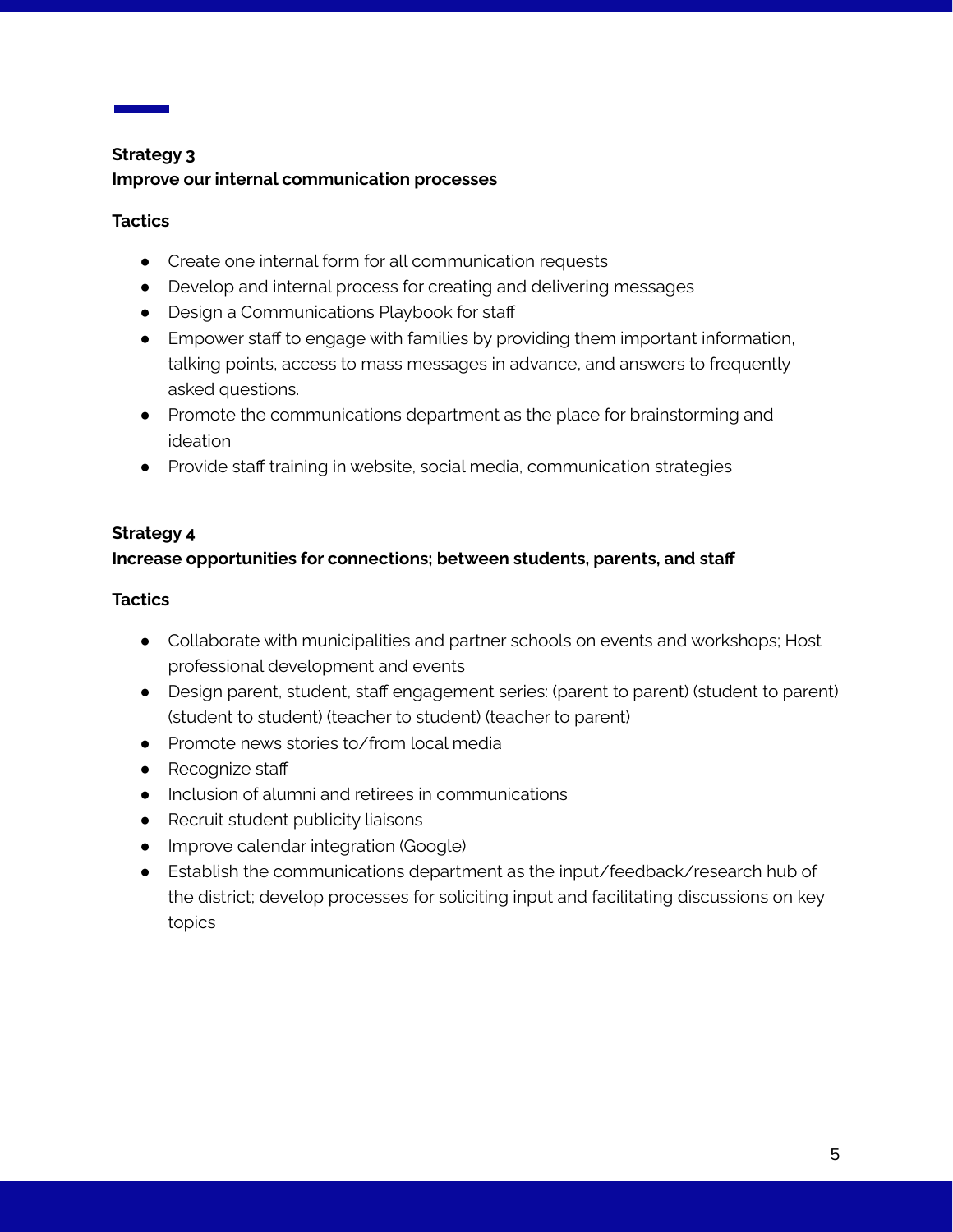**Strategy 3**
**Improve our internal communication processes**

**Tactics**

- Create one internal form for all communication requests
- Develop and internal process for creating and delivering messages
- Design a Communications Playbook for staff
- Empower staff to engage with families by providing them important information, talking points, access to mass messages in advance, and answers to frequently asked questions.
- Promote the communications department as the place for brainstorming and ideation
- Provide staff training in website, social media, communication strategies

**Strategy 4**
**Increase opportunities for connections; between students, parents, and staff**

**Tactics**

- Collaborate with municipalities and partner schools on events and workshops; Host professional development and events
- Design parent, student, staff engagement series: (parent to parent) (student to parent) (student to student) (teacher to student) (teacher to parent)
- Promote news stories to/from local media
- Recognize staff
- Inclusion of alumni and retirees in communications
- Recruit student publicity liaisons
- Improve calendar integration (Google)
- Establish the communications department as the input/feedback/research hub of the district; develop processes for soliciting input and facilitating discussions on key topics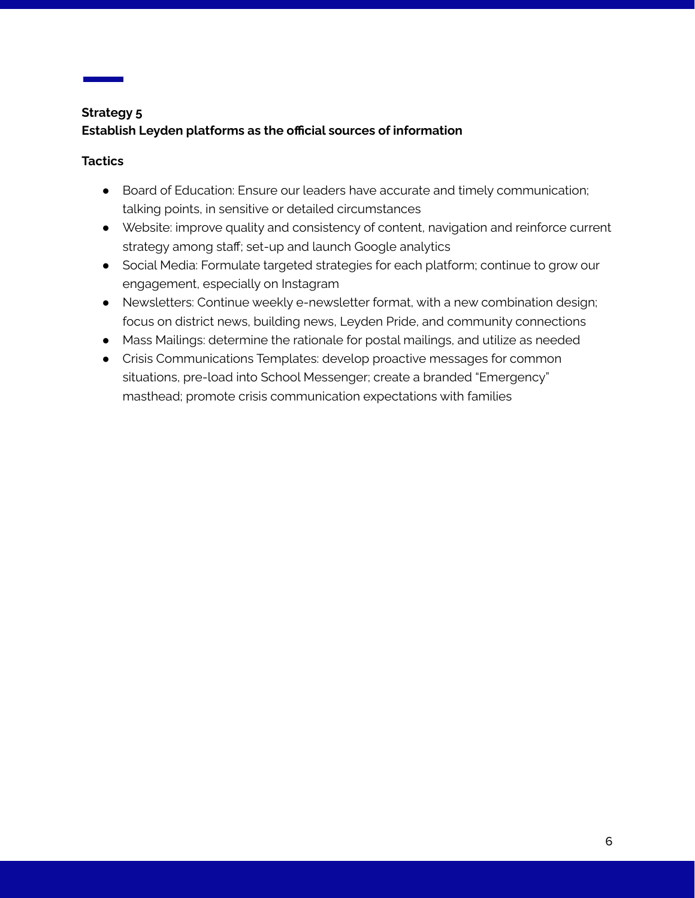## Strategy 5
## Establish Leyden platforms as the official sources of information

### Tactics

- Board of Education: Ensure our leaders have accurate and timely communication; talking points, in sensitive or detailed circumstances
- Website: improve quality and consistency of content, navigation and reinforce current strategy among staff; set-up and launch Google analytics
- Social Media: Formulate targeted strategies for each platform; continue to grow our engagement, especially on Instagram
- Newsletters: Continue weekly e-newsletter format, with a new combination design; focus on district news, building news, Leyden Pride, and community connections
- Mass Mailings: determine the rationale for postal mailings, and utilize as needed
- Crisis Communications Templates: develop proactive messages for common situations, pre-load into School Messenger; create a branded "Emergency" masthead; promote crisis communication expectations with families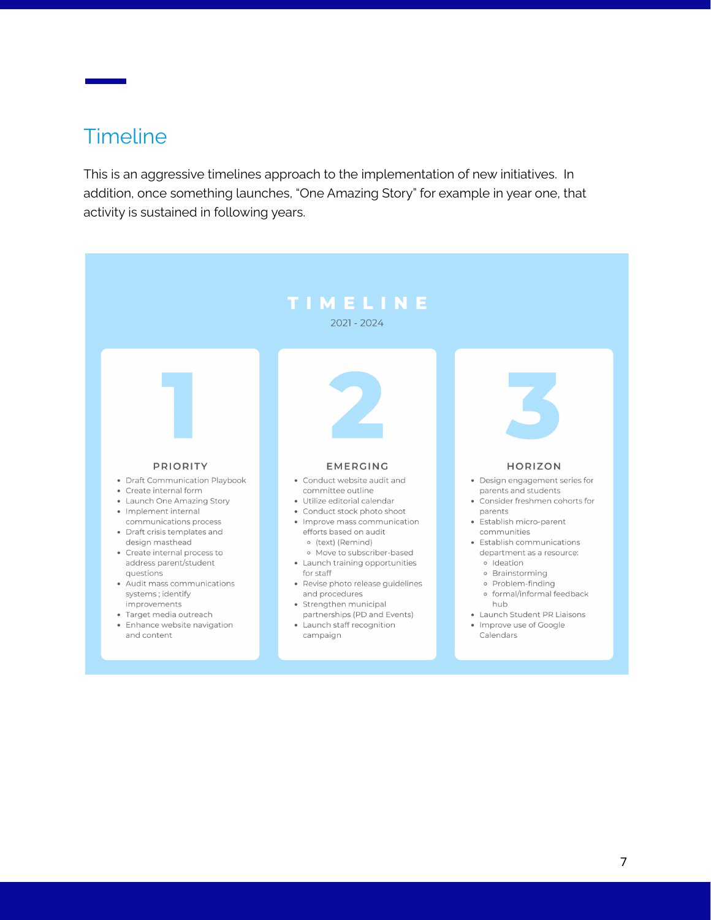## Timeline

This is an aggressive timelines approach to the implementation of new initiatives. In addition, once something launches, "One Amazing Story" for example in year one, that activity is sustained in following years.

### TIMELINE

2021 - 2024

#### 1 PRIORITY

- Draft Communication Playbook
- Create internal form
- Launch One Amazing Story
- Implement internal communications process
- Draft crisis templates and design masthead
- Create internal process to address parent/student questions
- Audit mass communications systems ; identify improvements
- Target media outreach
- Enhance website navigation and content

#### 2 EMERGING

- Conduct website audit and committee outline
- Utilize editorial calendar
- Conduct stock photo shoot
- Improve mass communication efforts based on audit
  - (text) (Remind)
  - Move to subscriber-based
- Launch training opportunities for staff
- Revise photo release guidelines and procedures
- Strengthen municipal partnerships (PD and Events)
- Launch staff recognition campaign

#### 3 HORIZON

- Design engagement series for parents and students
- Consider freshmen cohorts for parents
- Establish micro-parent communities
- Establish communications department as a resource:
  - Ideation
  - Brainstorming
  - Problem-finding
  - formal/informal feedback hub
- Launch Student PR Liaisons
- Improve use of Google Calendars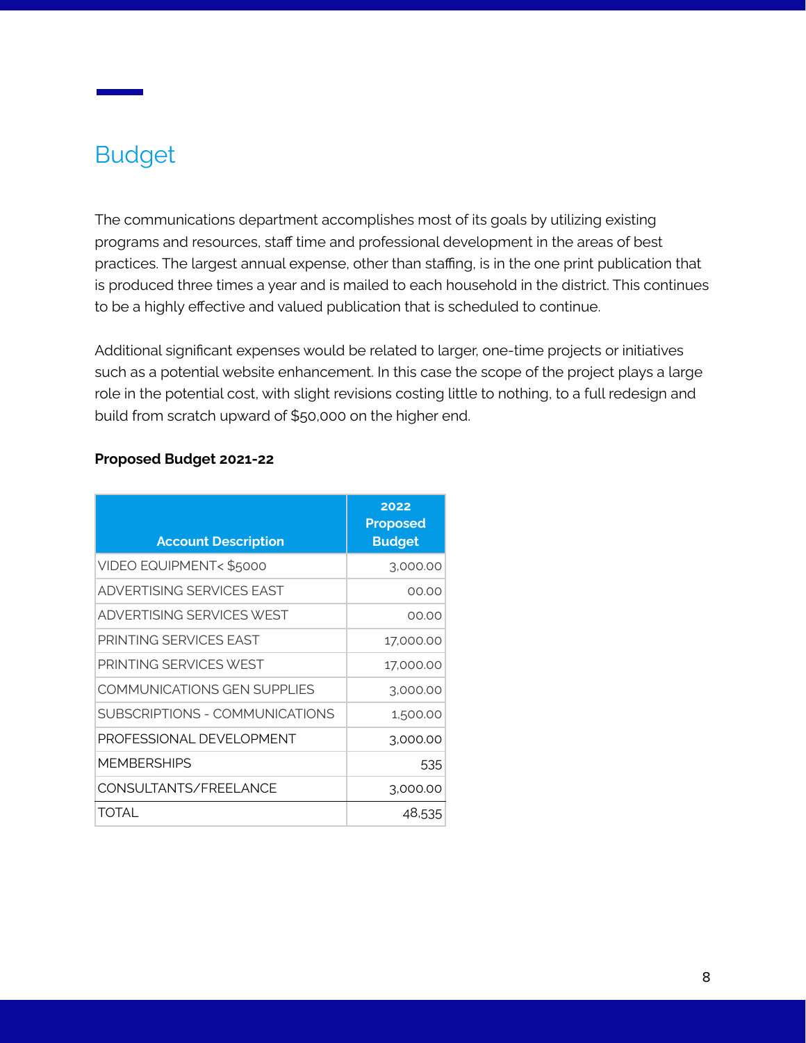## Budget

The communications department accomplishes most of its goals by utilizing existing programs and resources, staff time and professional development in the areas of best practices. The largest annual expense, other than staffing, is in the one print publication that is produced three times a year and is mailed to each household in the district. This continues to be a highly effective and valued publication that is scheduled to continue.

Additional significant expenses would be related to larger, one-time projects or initiatives such as a potential website enhancement. In this case the scope of the project plays a large role in the potential cost, with slight revisions costing little to nothing, to a full redesign and build from scratch upward of $50,000 on the higher end.

**Proposed Budget 2021-22**

| Account Description | 2022 Proposed Budget |
|---|---:|
| VIDEO EQUIPMENT< $5000 | 3,000.00 |
| ADVERTISING SERVICES EAST | 00.00 |
| ADVERTISING SERVICES WEST | 00.00 |
| PRINTING SERVICES EAST | 17,000.00 |
| PRINTING SERVICES WEST | 17,000.00 |
| COMMUNICATIONS GEN SUPPLIES | 3,000.00 |
| SUBSCRIPTIONS - COMMUNICATIONS | 1,500.00 |
| PROFESSIONAL DEVELOPMENT | 3,000.00 |
| MEMBERSHIPS | 535 |
| CONSULTANTS/FREELANCE | 3,000.00 |
| TOTAL | 48,535 |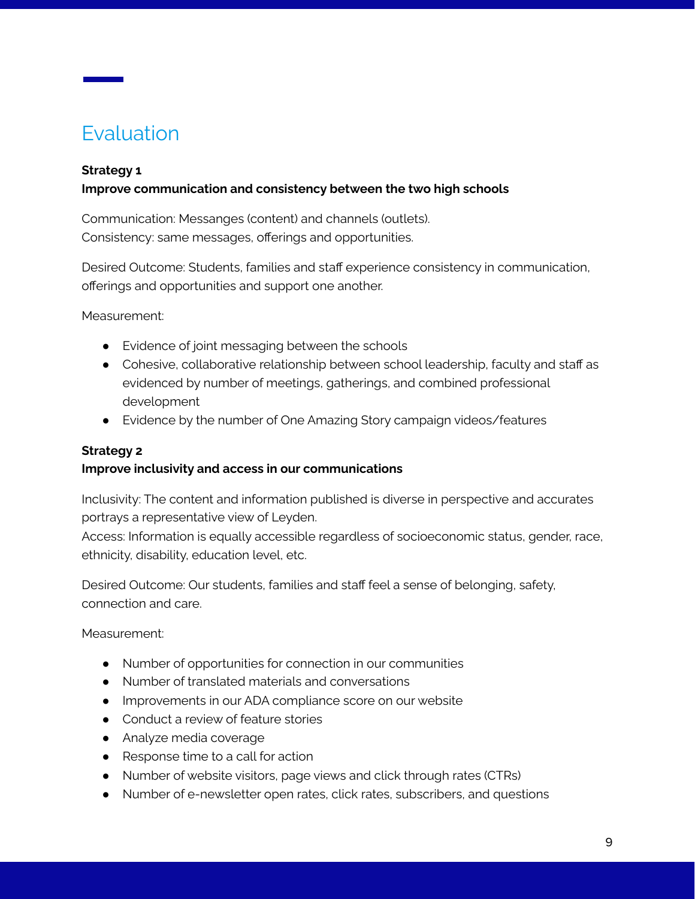# Evaluation

**Strategy 1**
**Improve communication and consistency between the two high schools**

Communication: Messanges (content) and channels (outlets).
Consistency: same messages, offerings and opportunities.

Desired Outcome: Students, families and staff experience consistency in communication, offerings and opportunities and support one another.

Measurement:

- Evidence of joint messaging between the schools
- Cohesive, collaborative relationship between school leadership, faculty and staff as evidenced by number of meetings, gatherings, and combined professional development
- Evidence by the number of One Amazing Story campaign videos/features

**Strategy 2**
**Improve inclusivity and access in our communications**

Inclusivity: The content and information published is diverse in perspective and accurates portrays a representative view of Leyden.
Access: Information is equally accessible regardless of socioeconomic status, gender, race, ethnicity, disability, education level, etc.

Desired Outcome: Our students, families and staff feel a sense of belonging, safety, connection and care.

Measurement:

- Number of opportunities for connection in our communities
- Number of translated materials and conversations
- Improvements in our ADA compliance score on our website
- Conduct a review of feature stories
- Analyze media coverage
- Response time to a call for action
- Number of website visitors, page views and click through rates (CTRs)
- Number of e-newsletter open rates, click rates, subscribers, and questions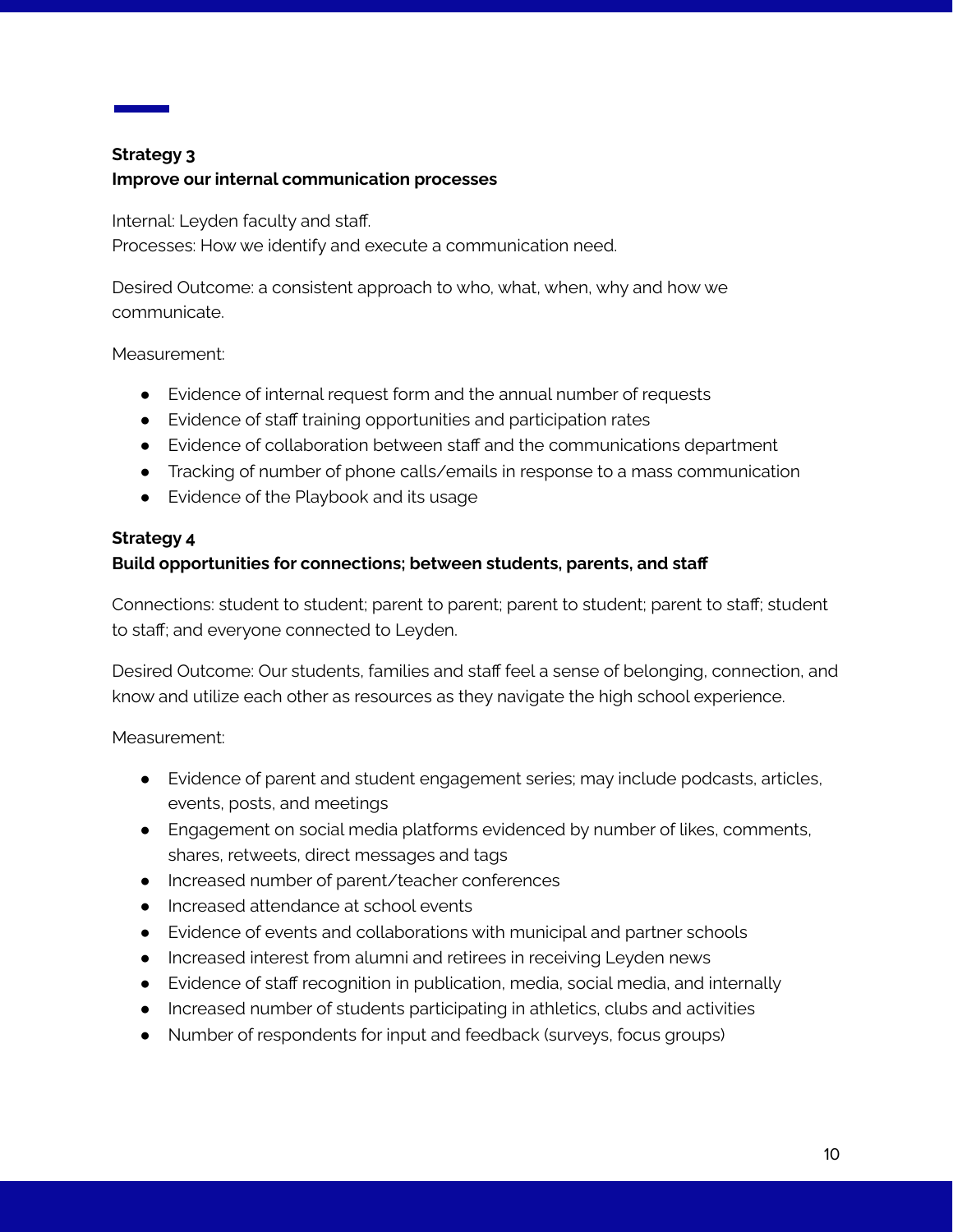**Strategy 3**
**Improve our internal communication processes**

Internal: Leyden faculty and staff.
Processes: How we identify and execute a communication need.

Desired Outcome: a consistent approach to who, what, when, why and how we communicate.

Measurement:

- Evidence of internal request form and the annual number of requests
- Evidence of staff training opportunities and participation rates
- Evidence of collaboration between staff and the communications department
- Tracking of number of phone calls/emails in response to a mass communication
- Evidence of the Playbook and its usage

**Strategy 4**
**Build opportunities for connections; between students, parents, and staff**

Connections: student to student; parent to parent; parent to student; parent to staff; student to staff; and everyone connected to Leyden.

Desired Outcome: Our students, families and staff feel a sense of belonging, connection, and know and utilize each other as resources as they navigate the high school experience.

Measurement:

- Evidence of parent and student engagement series; may include podcasts, articles, events, posts, and meetings
- Engagement on social media platforms evidenced by number of likes, comments, shares, retweets, direct messages and tags
- Increased number of parent/teacher conferences
- Increased attendance at school events
- Evidence of events and collaborations with municipal and partner schools
- Increased interest from alumni and retirees in receiving Leyden news
- Evidence of staff recognition in publication, media, social media, and internally
- Increased number of students participating in athletics, clubs and activities
- Number of respondents for input and feedback (surveys, focus groups)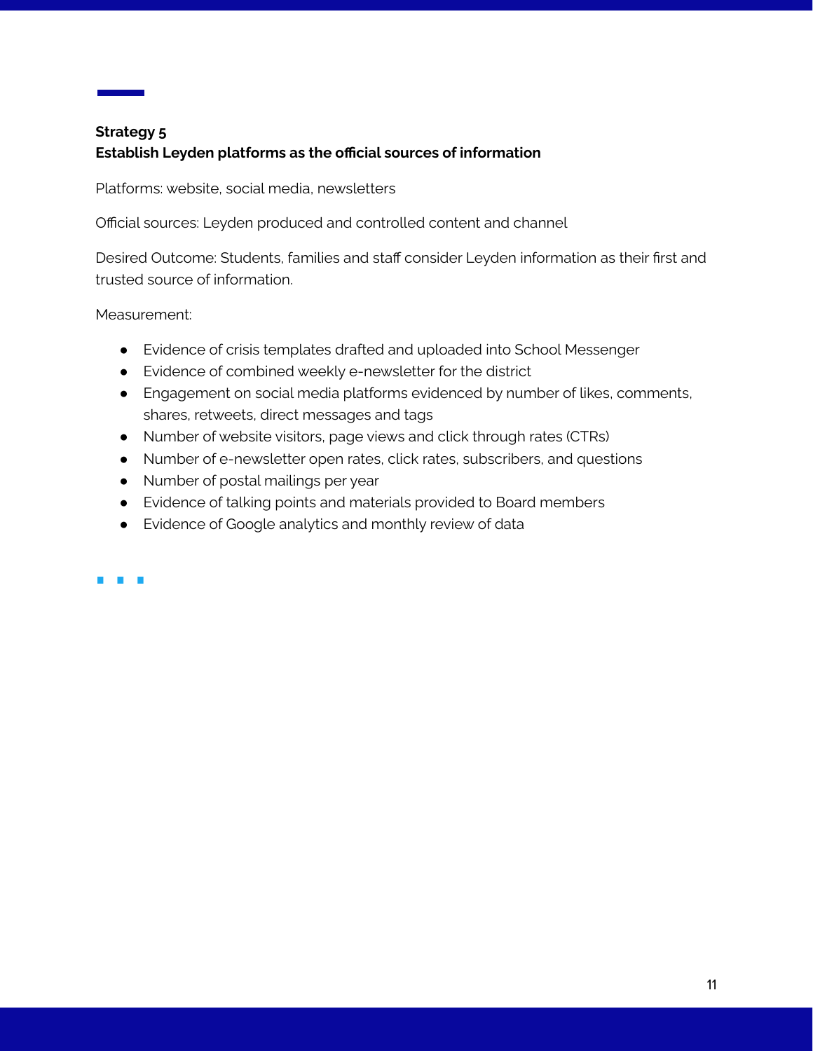**Strategy 5**
**Establish Leyden platforms as the official sources of information**

Platforms: website, social media, newsletters

Official sources: Leyden produced and controlled content and channel

Desired Outcome: Students, families and staff consider Leyden information as their first and trusted source of information.

Measurement:

- Evidence of crisis templates drafted and uploaded into School Messenger
- Evidence of combined weekly e-newsletter for the district
- Engagement on social media platforms evidenced by number of likes, comments, shares, retweets, direct messages and tags
- Number of website visitors, page views and click through rates (CTRs)
- Number of e-newsletter open rates, click rates, subscribers, and questions
- Number of postal mailings per year
- Evidence of talking points and materials provided to Board members
- Evidence of Google analytics and monthly review of data